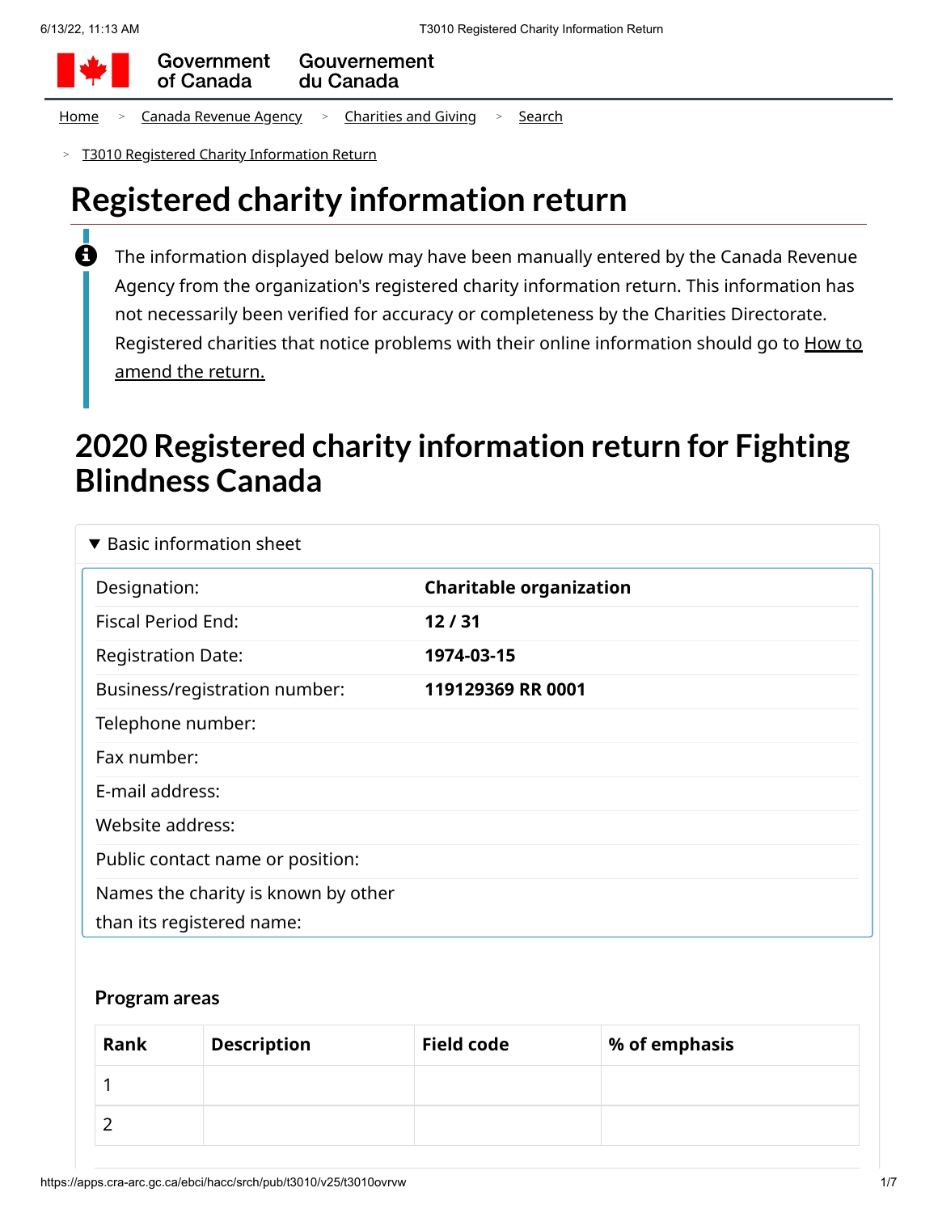Government of Canada | Gouvernement du Canada

Home > Canada Revenue Agency > Charities and Giving > Search

> T3010 Registered Charity Information Return

# Registered charity information return

The information displayed below may have been manually entered by the Canada Revenue Agency from the organization's registered charity information return. This information has not necessarily been verified for accuracy or completeness by the Charities Directorate. Registered charities that notice problems with their online information should go to How to amend the return.

## 2020 Registered charity information return for Fighting Blindness Canada

### ▼ Basic information sheet

| | |
|---|---|
| Designation: | **Charitable organization** |
| Fiscal Period End: | **12 / 31** |
| Registration Date: | **1974-03-15** |
| Business/registration number: | **119129369 RR 0001** |
| Telephone number: | |
| Fax number: | |
| E-mail address: | |
| Website address: | |
| Public contact name or position: | |
| Names the charity is known by other than its registered name: | |

### Program areas

| Rank | Description | Field code | % of emphasis |
|---|---|---|---|
| 1 | | | |
| 2 | | | |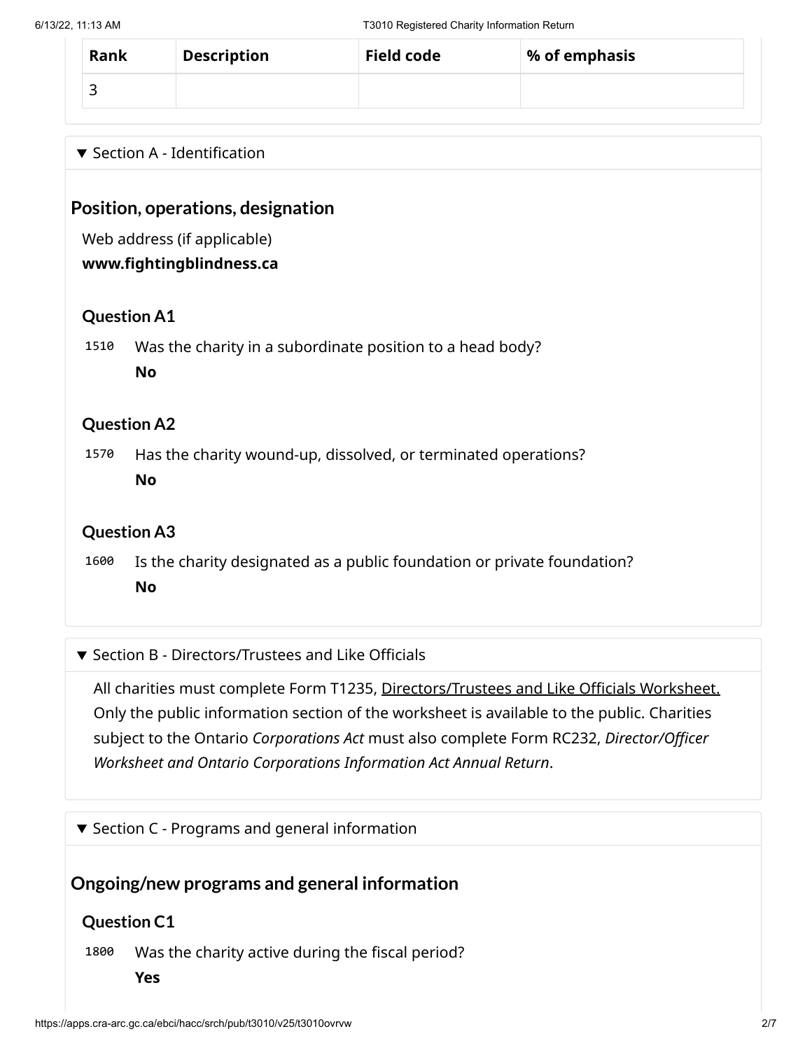| Rank | Description | Field code | % of emphasis |
|---|---|---|---|
| 3 | | | |

▼ Section A - Identification

## Position, operations, designation

Web address (if applicable)

**www.fightingblindness.ca**

### Question A1

1510 Was the charity in a subordinate position to a head body?

**No**

### Question A2

1570 Has the charity wound-up, dissolved, or terminated operations?

**No**

### Question A3

1600 Is the charity designated as a public foundation or private foundation?

**No**

▼ Section B - Directors/Trustees and Like Officials

All charities must complete Form T1235, Directors/Trustees and Like Officials Worksheet. Only the public information section of the worksheet is available to the public. Charities subject to the Ontario *Corporations Act* must also complete Form RC232, *Director/Officer Worksheet and Ontario Corporations Information Act Annual Return*.

▼ Section C - Programs and general information

## Ongoing/new programs and general information

### Question C1

1800 Was the charity active during the fiscal period?

**Yes**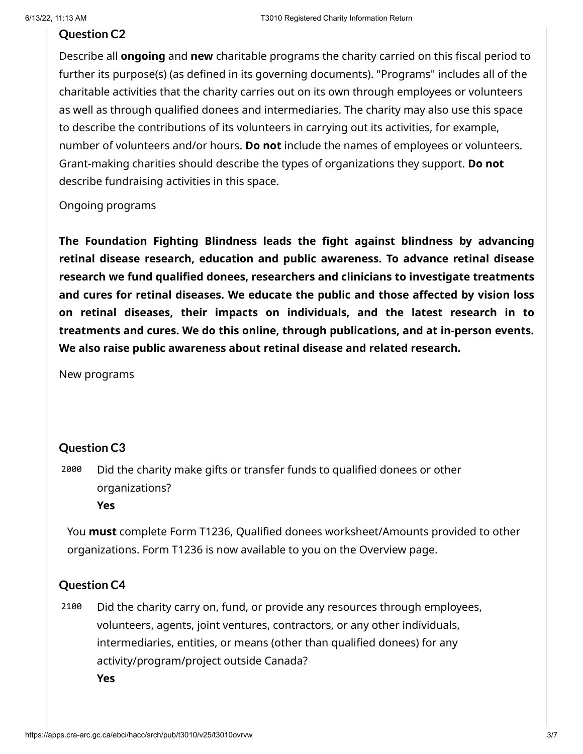### Question C2

Describe all **ongoing** and **new** charitable programs the charity carried on this fiscal period to further its purpose(s) (as defined in its governing documents). "Programs" includes all of the charitable activities that the charity carries out on its own through employees or volunteers as well as through qualified donees and intermediaries. The charity may also use this space to describe the contributions of its volunteers in carrying out its activities, for example, number of volunteers and/or hours. **Do not** include the names of employees or volunteers. Grant-making charities should describe the types of organizations they support. **Do not** describe fundraising activities in this space.

Ongoing programs

**The Foundation Fighting Blindness leads the fight against blindness by advancing retinal disease research, education and public awareness. To advance retinal disease research we fund qualified donees, researchers and clinicians to investigate treatments and cures for retinal diseases. We educate the public and those affected by vision loss on retinal diseases, their impacts on individuals, and the latest research in to treatments and cures. We do this online, through publications, and at in-person events. We also raise public awareness about retinal disease and related research.**

New programs

### Question C3

2000 Did the charity make gifts or transfer funds to qualified donees or other organizations?

**Yes**

You **must** complete Form T1236, Qualified donees worksheet/Amounts provided to other organizations. Form T1236 is now available to you on the Overview page.

### Question C4

2100 Did the charity carry on, fund, or provide any resources through employees, volunteers, agents, joint ventures, contractors, or any other individuals, intermediaries, entities, or means (other than qualified donees) for any activity/program/project outside Canada?

**Yes**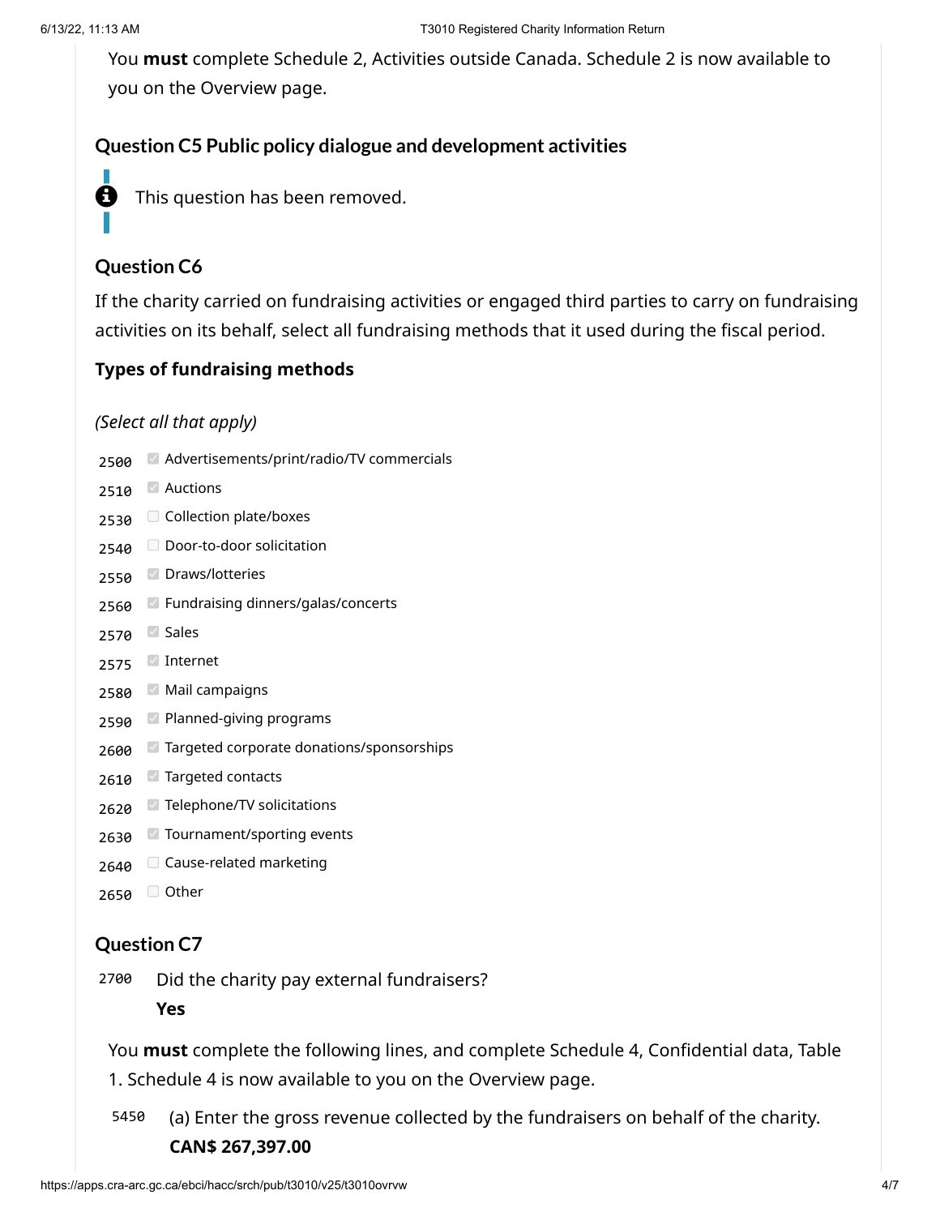You **must** complete Schedule 2, Activities outside Canada. Schedule 2 is now available to you on the Overview page.

### Question C5 Public policy dialogue and development activities

This question has been removed.

### Question C6

If the charity carried on fundraising activities or engaged third parties to carry on fundraising activities on its behalf, select all fundraising methods that it used during the fiscal period.

#### Types of fundraising methods

*(Select all that apply)*

- 2500 ☑ Advertisements/print/radio/TV commercials
- 2510 ☑ Auctions
- 2530 ☐ Collection plate/boxes
- 2540 ☐ Door-to-door solicitation
- 2550 ☑ Draws/lotteries
- 2560 ☑ Fundraising dinners/galas/concerts
- 2570 ☑ Sales
- 2575 ☑ Internet
- 2580 ☑ Mail campaigns
- 2590 ☑ Planned-giving programs
- 2600 ☑ Targeted corporate donations/sponsorships
- 2610 ☑ Targeted contacts
- 2620 ☑ Telephone/TV solicitations
- 2630 ☑ Tournament/sporting events
- 2640 ☐ Cause-related marketing
- 2650 ☐ Other

### Question C7

2700 Did the charity pay external fundraisers?
**Yes**

You **must** complete the following lines, and complete Schedule 4, Confidential data, Table 1. Schedule 4 is now available to you on the Overview page.

5450 (a) Enter the gross revenue collected by the fundraisers on behalf of the charity.
**CAN$ 267,397.00**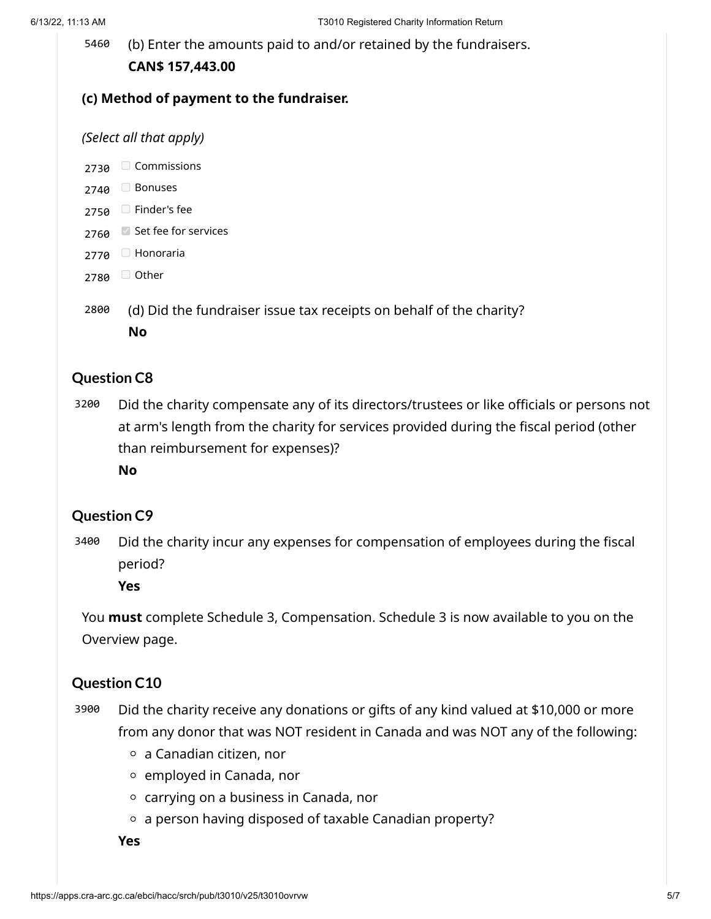5460 (b) Enter the amounts paid to and/or retained by the fundraisers.

**CAN$ 157,443.00**

**(c) Method of payment to the fundraiser.**

*(Select all that apply)*

- 2730 ☐ Commissions
- 2740 ☐ Bonuses
- 2750 ☐ Finder's fee
- 2760 ☑ Set fee for services
- 2770 ☐ Honoraria
- 2780 ☐ Other

2800 (d) Did the fundraiser issue tax receipts on behalf of the charity?

**No**

## Question C8

3200 Did the charity compensate any of its directors/trustees or like officials or persons not at arm's length from the charity for services provided during the fiscal period (other than reimbursement for expenses)?

**No**

## Question C9

3400 Did the charity incur any expenses for compensation of employees during the fiscal period?

**Yes**

You **must** complete Schedule 3, Compensation. Schedule 3 is now available to you on the Overview page.

## Question C10

3900 Did the charity receive any donations or gifts of any kind valued at $10,000 or more from any donor that was NOT resident in Canada and was NOT any of the following:

- a Canadian citizen, nor
- employed in Canada, nor
- carrying on a business in Canada, nor
- a person having disposed of taxable Canadian property?

**Yes**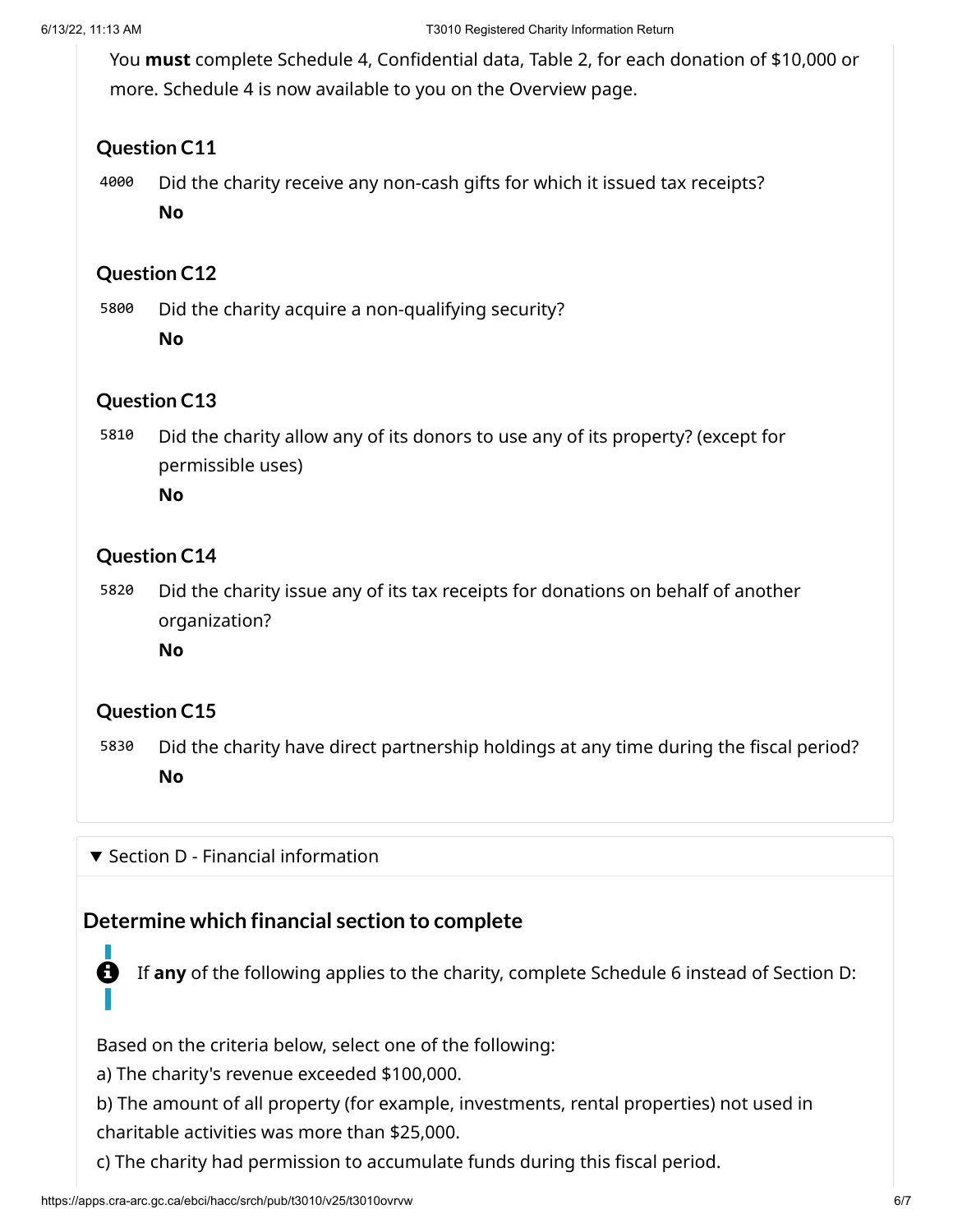You **must** complete Schedule 4, Confidential data, Table 2, for each donation of $10,000 or more. Schedule 4 is now available to you on the Overview page.

### Question C11

4000 Did the charity receive any non-cash gifts for which it issued tax receipts?
**No**

### Question C12

5800 Did the charity acquire a non-qualifying security?
**No**

### Question C13

5810 Did the charity allow any of its donors to use any of its property? (except for permissible uses)
**No**

### Question C14

5820 Did the charity issue any of its tax receipts for donations on behalf of another organization?
**No**

### Question C15

5830 Did the charity have direct partnership holdings at any time during the fiscal period?
**No**

▼ Section D - Financial information

## Determine which financial section to complete

If **any** of the following applies to the charity, complete Schedule 6 instead of Section D:

Based on the criteria below, select one of the following:

a) The charity's revenue exceeded $100,000.

b) The amount of all property (for example, investments, rental properties) not used in charitable activities was more than $25,000.

c) The charity had permission to accumulate funds during this fiscal period.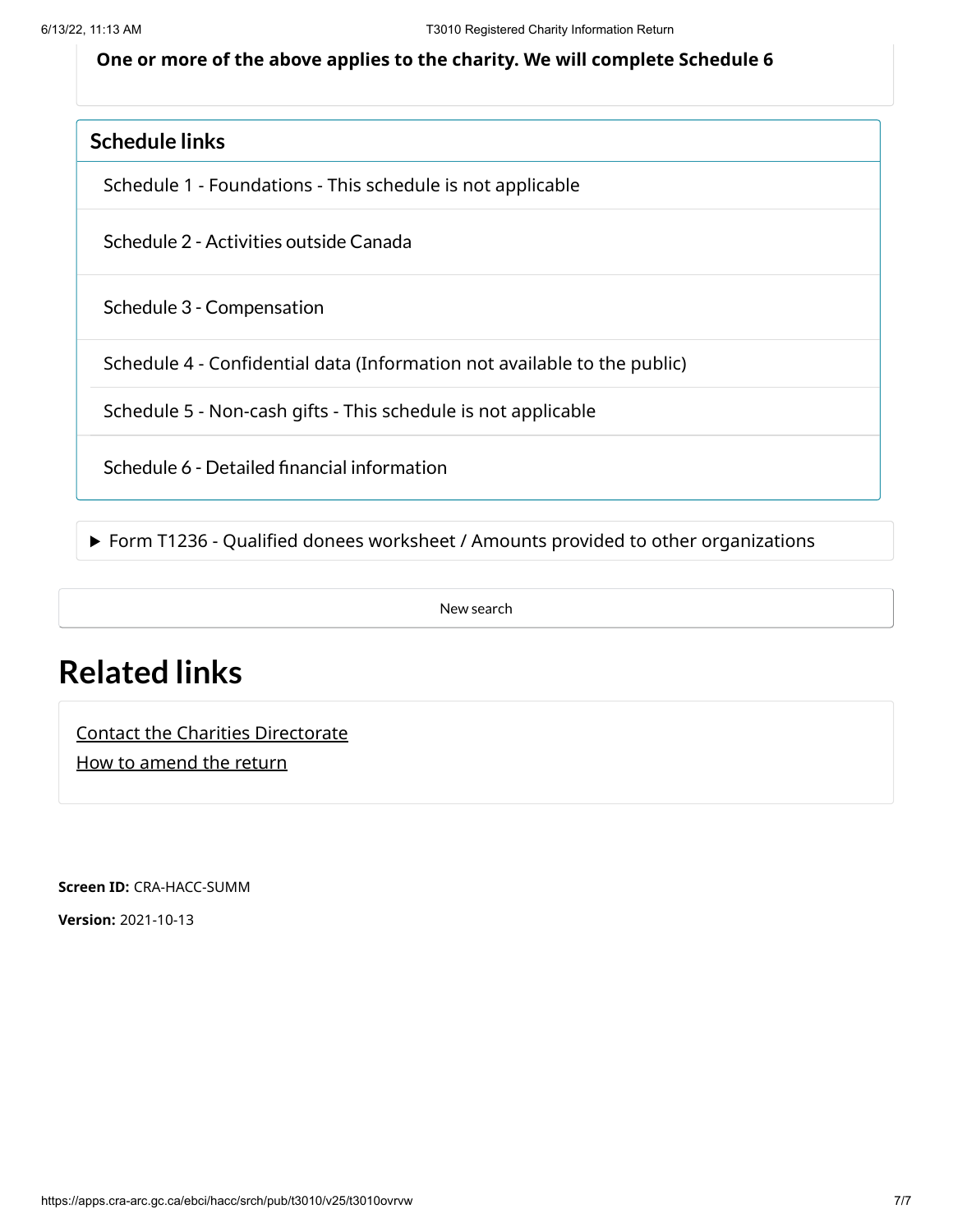**One or more of the above applies to the charity. We will complete Schedule 6**

## Schedule links

Schedule 1 - Foundations - This schedule is not applicable

Schedule 2 - Activities outside Canada

Schedule 3 - Compensation

Schedule 4 - Confidential data (Information not available to the public)

Schedule 5 - Non-cash gifts - This schedule is not applicable

Schedule 6 - Detailed financial information

▶ Form T1236 - Qualified donees worksheet / Amounts provided to other organizations

New search

# Related links

Contact the Charities Directorate

How to amend the return

**Screen ID:** CRA-HACC-SUMM

**Version:** 2021-10-13